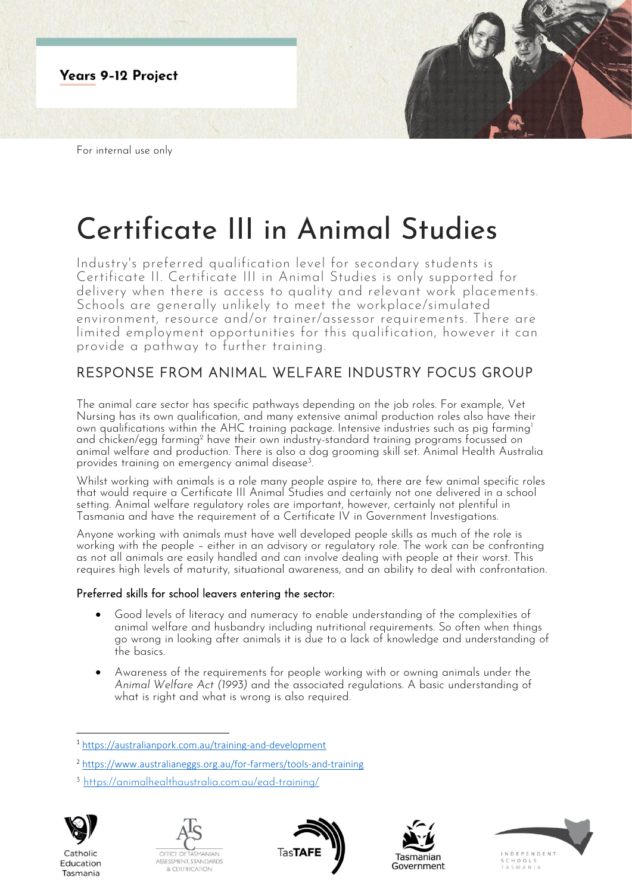Years 9-12 Project

For internal use only

# Certificate III in Animal Studies

Industry's preferred qualification level for secondary students is Certificate II. Certificate III in Animal Studies is only supported for delivery when there is access to quality and relevant work placements. Schools are generally unlikely to meet the workplace/simulated environment, resource and/or trainer/assessor requirements. There are limited employment opportunities for this qualification, however it can provide a pathway to further training.

## RESPONSE FROM ANIMAL WELFARE INDUSTRY FOCUS GROUP

The animal care sector has specific pathways depending on the job roles. For example, Vet Nursing has its own qualification, and many extensive animal production roles also have their own qualifications within the AHC training package. Intensive industries such as pig farming[1] and chicken/egg farming[2] have their own industry-standard training programs focussed on animal welfare and production. There is also a dog grooming skill set. Animal Health Australia provides training on emergency animal disease[3].

Whilst working with animals is a role many people aspire to, there are few animal specific roles that would require a Certificate III Animal Studies and certainly not one delivered in a school setting. Animal welfare regulatory roles are important, however, certainly not plentiful in Tasmania and have the requirement of a Certificate IV in Government Investigations.

Anyone working with animals must have well developed people skills as much of the role is working with the people – either in an advisory or regulatory role. The work can be confronting as not all animals are easily handled and can involve dealing with people at their worst. This requires high levels of maturity, situational awareness, and an ability to deal with confrontation.

### Preferred skills for school leavers entering the sector:

- Good levels of literacy and numeracy to enable understanding of the complexities of animal welfare and husbandry including nutritional requirements. So often when things go wrong in looking after animals it is due to a lack of knowledge and understanding of the basics.
- Awareness of the requirements for people working with or owning animals under the *Animal Welfare Act (1993)* and the associated regulations. A basic understanding of what is right and what is wrong is also required.

[1] https://australianpork.com.au/training-and-development

[2] https://www.australianeggs.org.au/for-farmers/tools-and-training

[3] https://animalhealthaustralia.com.au/ead-training/

Catholic Education Tasmania | Office of Tasmanian Assessment, Standards & Certification | TasTAFE | Tasmanian Government | Independent Schools Tasmania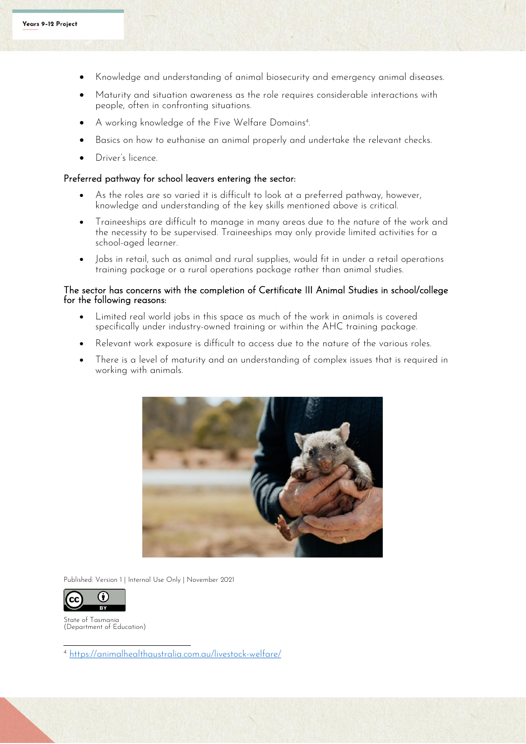- Knowledge and understanding of animal biosecurity and emergency animal diseases.
- Maturity and situation awareness as the role requires considerable interactions with people, often in confronting situations.
- A working knowledge of the Five Welfare Domains[4].
- Basics on how to euthanise an animal properly and undertake the relevant checks.
- Driver's licence.

### Preferred pathway for school leavers entering the sector:

- As the roles are so varied it is difficult to look at a preferred pathway, however, knowledge and understanding of the key skills mentioned above is critical.
- Traineeships are difficult to manage in many areas due to the nature of the work and the necessity to be supervised. Traineeships may only provide limited activities for a school-aged learner.
- Jobs in retail, such as animal and rural supplies, would fit in under a retail operations training package or a rural operations package rather than animal studies.

### The sector has concerns with the completion of Certificate III Animal Studies in school/college for the following reasons:

- Limited real world jobs in this space as much of the work in animals is covered specifically under industry-owned training or within the AHC training package.
- Relevant work exposure is difficult to access due to the nature of the various roles.
- There is a level of maturity and an understanding of complex issues that is required in working with animals.

Published: Version 1 | Internal Use Only | November 2021

State of Tasmania
(Department of Education)

[4] https://animalhealthaustralia.com.au/livestock-welfare/